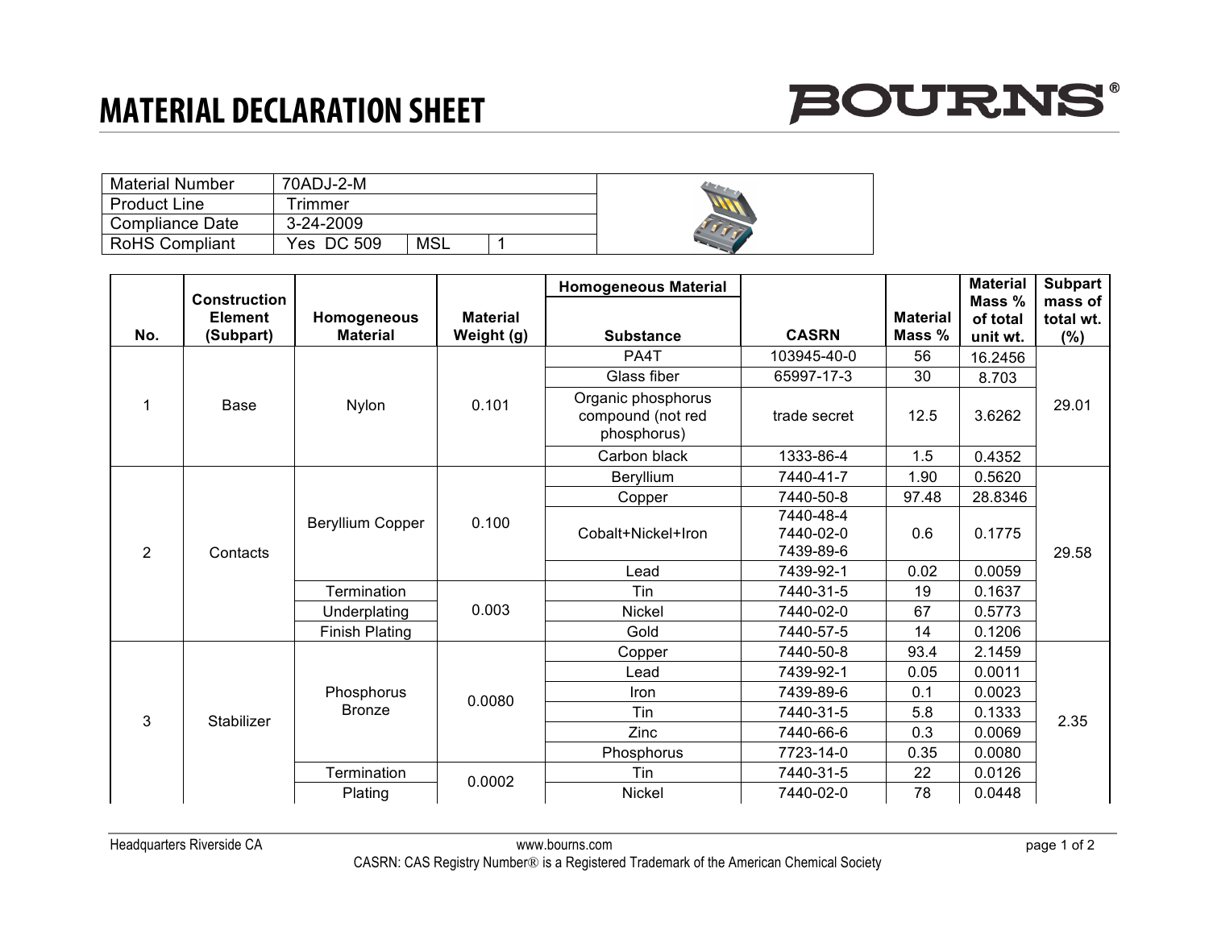# MATERIAL DECLARATION SHEET

BOURNS®

| Material Number | 70ADJ-2-M | | |
|---|---|---|---|
| Product Line | Trimmer | | |
| Compliance Date | 3-24-2009 | | |
| RoHS Compliant | Yes DC 509 | MSL | 1 |

| No. | Construction Element (Subpart) | Homogeneous Material | Material Weight (g) | Homogeneous Material Substance | CASRN | Material Mass % | Material Mass % of total unit wt. | Subpart mass of total wt. (%) |
|---|---|---|---|---|---|---|---|---|
| 1 | Base | Nylon | 0.101 | PA4T | 103945-40-0 | 56 | 16.2456 | 29.01 |
| | | | | Glass fiber | 65997-17-3 | 30 | 8.703 | |
| | | | | Organic phosphorus compound (not red phosphorus) | trade secret | 12.5 | 3.6262 | |
| | | | | Carbon black | 1333-86-4 | 1.5 | 0.4352 | |
| 2 | Contacts | Beryllium Copper | 0.100 | Beryllium | 7440-41-7 | 1.90 | 0.5620 | 29.58 |
| | | | | Copper | 7440-50-8 | 97.48 | 28.8346 | |
| | | | | Cobalt+Nickel+Iron | 7440-48-4 7440-02-0 7439-89-6 | 0.6 | 0.1775 | |
| | | | | Lead | 7439-92-1 | 0.02 | 0.0059 | |
| | | Termination | 0.003 | Tin | 7440-31-5 | 19 | 0.1637 | |
| | | Underplating | | Nickel | 7440-02-0 | 67 | 0.5773 | |
| | | Finish Plating | | Gold | 7440-57-5 | 14 | 0.1206 | |
| 3 | Stabilizer | Phosphorus Bronze | 0.0080 | Copper | 7440-50-8 | 93.4 | 2.1459 | 2.35 |
| | | | | Lead | 7439-92-1 | 0.05 | 0.0011 | |
| | | | | Iron | 7439-89-6 | 0.1 | 0.0023 | |
| | | | | Tin | 7440-31-5 | 5.8 | 0.1333 | |
| | | | | Zinc | 7440-66-6 | 0.3 | 0.0069 | |
| | | | | Phosphorus | 7723-14-0 | 0.35 | 0.0080 | |
| | | Termination | 0.0002 | Tin | 7440-31-5 | 22 | 0.0126 | |
| | | Plating | | Nickel | 7440-02-0 | 78 | 0.0448 | |

Headquarters Riverside CA www.bourns.com

CASRN: CAS Registry Number® is a Registered Trademark of the American Chemical Society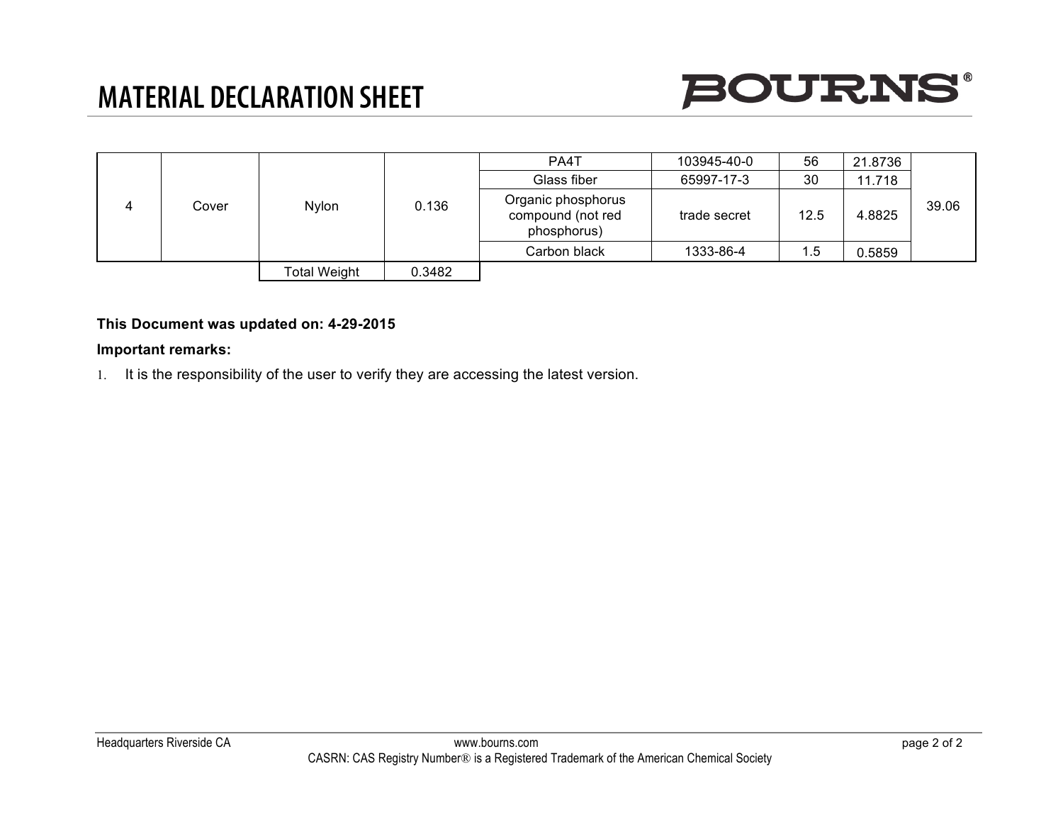# MATERIAL DECLARATION SHEET

| | | | | | | | | |
|---|---|---|---|---|---|---|---|---|
| 4 | Cover | Nylon | 0.136 | PA4T | 103945-40-0 | 56 | 21.8736 | 39.06 |
| | | | | Glass fiber | 65997-17-3 | 30 | 11.718 | |
| | | | | Organic phosphorus compound (not red phosphorus) | trade secret | 12.5 | 4.8825 | |
| | | | | Carbon black | 1333-86-4 | 1.5 | 0.5859 | |
| | | Total Weight | 0.3482 | | | | | |

**This Document was updated on: 4-29-2015**

**Important remarks:**

1. It is the responsibility of the user to verify they are accessing the latest version.

Headquarters Riverside CA www.bourns.com

CASRN: CAS Registry Number® is a Registered Trademark of the American Chemical Society